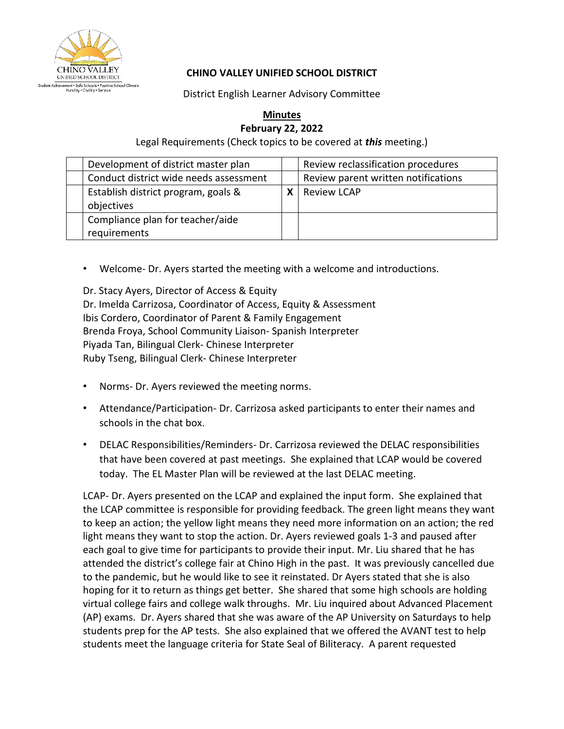**CHINO VALLEY UNIFIED SCHOOL DISTRICT**

District English Learner Advisory Committee

**Minutes**

**February 22, 2022**

Legal Requirements (Check topics to be covered at ***this*** meeting.)

| | | | |
|---|---|---|---|
| | Development of district master plan | | Review reclassification procedures |
| | Conduct district wide needs assessment | | Review parent written notifications |
| | Establish district program, goals & objectives | **X** | Review LCAP |
| | Compliance plan for teacher/aide requirements | | |

- Welcome- Dr. Ayers started the meeting with a welcome and introductions.

Dr. Stacy Ayers, Director of Access & Equity
Dr. Imelda Carrizosa, Coordinator of Access, Equity & Assessment
Ibis Cordero, Coordinator of Parent & Family Engagement
Brenda Froya, School Community Liaison- Spanish Interpreter
Piyada Tan, Bilingual Clerk- Chinese Interpreter
Ruby Tseng, Bilingual Clerk- Chinese Interpreter

- Norms- Dr. Ayers reviewed the meeting norms.
- Attendance/Participation- Dr. Carrizosa asked participants to enter their names and schools in the chat box.
- DELAC Responsibilities/Reminders- Dr. Carrizosa reviewed the DELAC responsibilities that have been covered at past meetings. She explained that LCAP would be covered today. The EL Master Plan will be reviewed at the last DELAC meeting.

LCAP- Dr. Ayers presented on the LCAP and explained the input form. She explained that the LCAP committee is responsible for providing feedback. The green light means they want to keep an action; the yellow light means they need more information on an action; the red light means they want to stop the action. Dr. Ayers reviewed goals 1-3 and paused after each goal to give time for participants to provide their input. Mr. Liu shared that he has attended the district's college fair at Chino High in the past. It was previously cancelled due to the pandemic, but he would like to see it reinstated. Dr Ayers stated that she is also hoping for it to return as things get better. She shared that some high schools are holding virtual college fairs and college walk throughs. Mr. Liu inquired about Advanced Placement (AP) exams. Dr. Ayers shared that she was aware of the AP University on Saturdays to help students prep for the AP tests. She also explained that we offered the AVANT test to help students meet the language criteria for State Seal of Biliteracy. A parent requested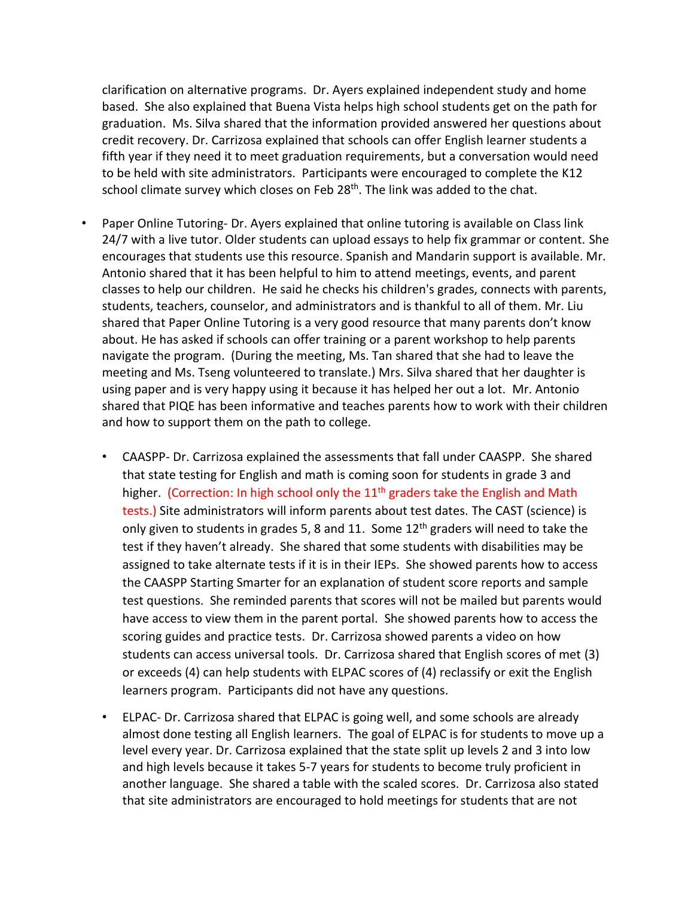clarification on alternative programs. Dr. Ayers explained independent study and home based. She also explained that Buena Vista helps high school students get on the path for graduation. Ms. Silva shared that the information provided answered her questions about credit recovery. Dr. Carrizosa explained that schools can offer English learner students a fifth year if they need it to meet graduation requirements, but a conversation would need to be held with site administrators. Participants were encouraged to complete the K12 school climate survey which closes on Feb 28th. The link was added to the chat.

- Paper Online Tutoring- Dr. Ayers explained that online tutoring is available on Class link 24/7 with a live tutor. Older students can upload essays to help fix grammar or content. She encourages that students use this resource. Spanish and Mandarin support is available. Mr. Antonio shared that it has been helpful to him to attend meetings, events, and parent classes to help our children. He said he checks his children's grades, connects with parents, students, teachers, counselor, and administrators and is thankful to all of them. Mr. Liu shared that Paper Online Tutoring is a very good resource that many parents don't know about. He has asked if schools can offer training or a parent workshop to help parents navigate the program. (During the meeting, Ms. Tan shared that she had to leave the meeting and Ms. Tseng volunteered to translate.) Mrs. Silva shared that her daughter is using paper and is very happy using it because it has helped her out a lot. Mr. Antonio shared that PIQE has been informative and teaches parents how to work with their children and how to support them on the path to college.

  - CAASPP- Dr. Carrizosa explained the assessments that fall under CAASPP. She shared that state testing for English and math is coming soon for students in grade 3 and higher. (Correction: In high school only the 11th graders take the English and Math tests.) Site administrators will inform parents about test dates. The CAST (science) is only given to students in grades 5, 8 and 11. Some 12th graders will need to take the test if they haven't already. She shared that some students with disabilities may be assigned to take alternate tests if it is in their IEPs. She showed parents how to access the CAASPP Starting Smarter for an explanation of student score reports and sample test questions. She reminded parents that scores will not be mailed but parents would have access to view them in the parent portal. She showed parents how to access the scoring guides and practice tests. Dr. Carrizosa showed parents a video on how students can access universal tools. Dr. Carrizosa shared that English scores of met (3) or exceeds (4) can help students with ELPAC scores of (4) reclassify or exit the English learners program. Participants did not have any questions.
  - ELPAC- Dr. Carrizosa shared that ELPAC is going well, and some schools are already almost done testing all English learners. The goal of ELPAC is for students to move up a level every year. Dr. Carrizosa explained that the state split up levels 2 and 3 into low and high levels because it takes 5-7 years for students to become truly proficient in another language. She shared a table with the scaled scores. Dr. Carrizosa also stated that site administrators are encouraged to hold meetings for students that are not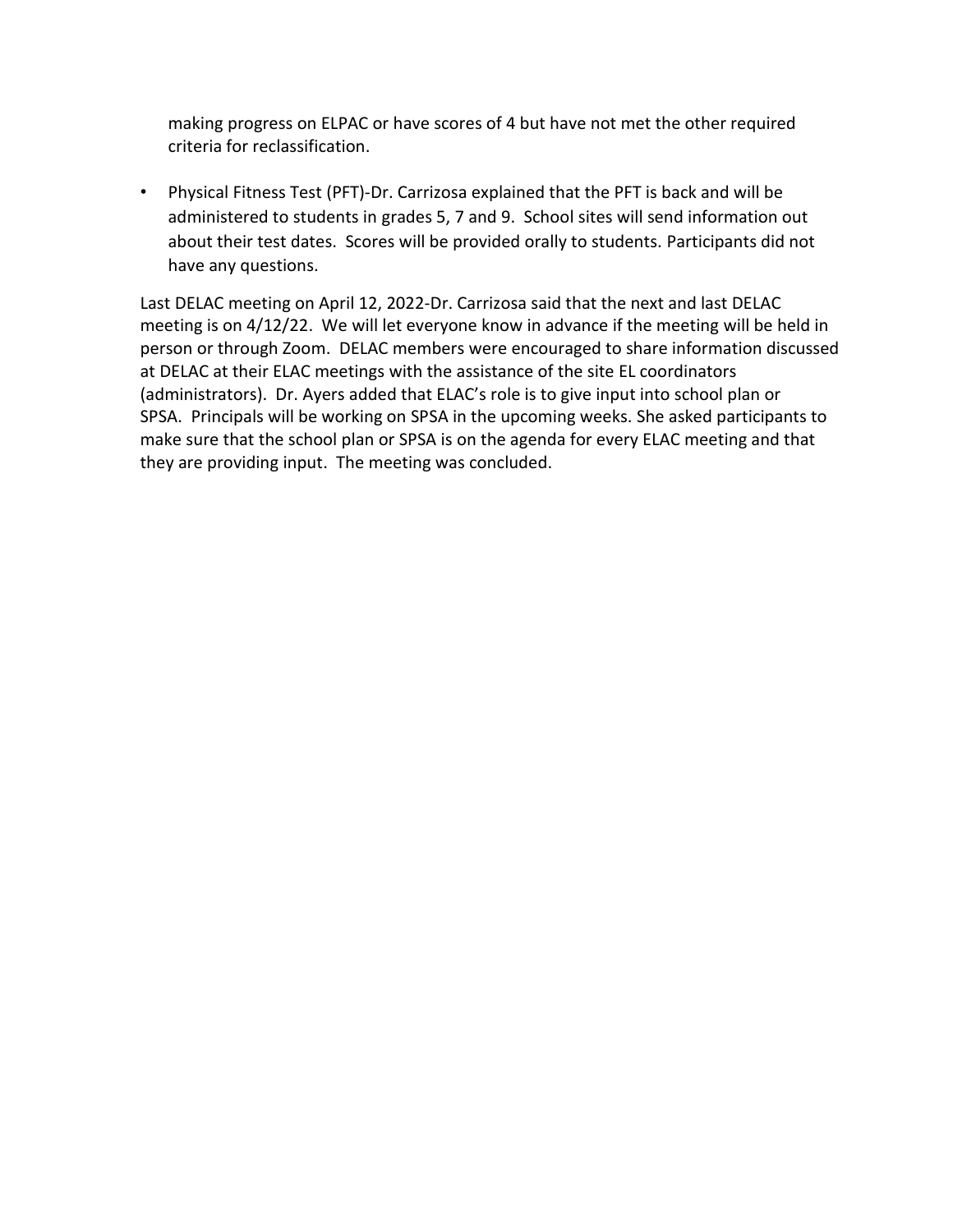making progress on ELPAC or have scores of 4 but have not met the other required criteria for reclassification.

- Physical Fitness Test (PFT)-Dr. Carrizosa explained that the PFT is back and will be administered to students in grades 5, 7 and 9. School sites will send information out about their test dates. Scores will be provided orally to students. Participants did not have any questions.

Last DELAC meeting on April 12, 2022-Dr. Carrizosa said that the next and last DELAC meeting is on 4/12/22. We will let everyone know in advance if the meeting will be held in person or through Zoom. DELAC members were encouraged to share information discussed at DELAC at their ELAC meetings with the assistance of the site EL coordinators (administrators). Dr. Ayers added that ELAC's role is to give input into school plan or SPSA. Principals will be working on SPSA in the upcoming weeks. She asked participants to make sure that the school plan or SPSA is on the agenda for every ELAC meeting and that they are providing input. The meeting was concluded.